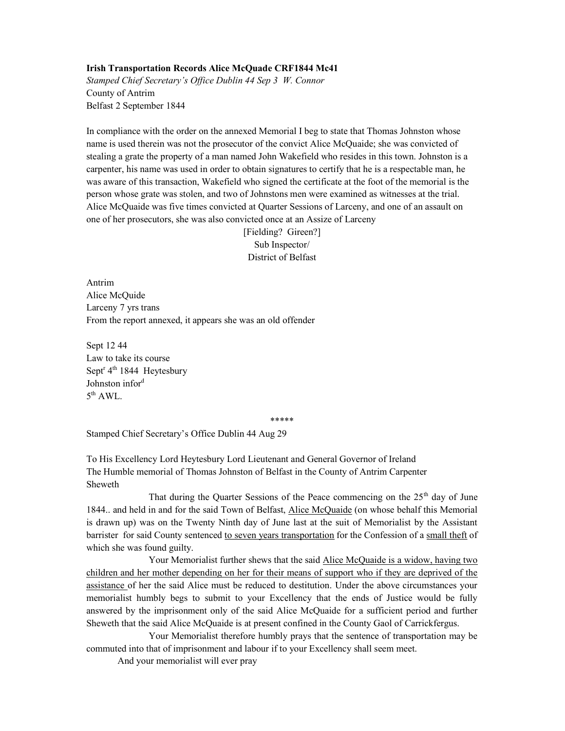**Irish Transportation Records Alice McQuade CRF1844 Mc41**

*Stamped Chief Secretary's Office Dublin 44 Sep 3 W. Connor*

County of Antrim

Belfast 2 September 1844

In compliance with the order on the annexed Memorial I beg to state that Thomas Johnston whose name is used therein was not the prosecutor of the convict Alice McQuaide; she was convicted of stealing a grate the property of a man named John Wakefield who resides in this town. Johnston is a carpenter, his name was used in order to obtain signatures to certify that he is a respectable man, he was aware of this transaction, Wakefield who signed the certificate at the foot of the memorial is the person whose grate was stolen, and two of Johnstons men were examined as witnesses at the trial. Alice McQuaide was five times convicted at Quarter Sessions of Larceny, and one of an assault on one of her prosecutors, she was also convicted once at an Assize of Larceny

[Fielding? Gireen?]
Sub Inspector/
District of Belfast

Antrim
Alice McQuide
Larceny 7 yrs trans
From the report annexed, it appears she was an old offender

Sept 12 44
Law to take its course
Sept[r] 4[th] 1844 Heytesbury
Johnston infor[d]
5[th] AWL.

*****

Stamped Chief Secretary's Office Dublin 44 Aug 29

To His Excellency Lord Heytesbury Lord Lieutenant and General Governor of Ireland
The Humble memorial of Thomas Johnston of Belfast in the County of Antrim Carpenter
Sheweth

That during the Quarter Sessions of the Peace commencing on the 25[th] day of June 1844.. and held in and for the said Town of Belfast, Alice McQuaide (on whose behalf this Memorial is drawn up) was on the Twenty Ninth day of June last at the suit of Memorialist by the Assistant barrister for said County sentenced to seven years transportation for the Confession of a small theft of which she was found guilty.

Your Memorialist further shews that the said Alice McQuaide is a widow, having two children and her mother depending on her for their means of support who if they are deprived of the assistance of her the said Alice must be reduced to destitution. Under the above circumstances your memorialist humbly begs to submit to your Excellency that the ends of Justice would be fully answered by the imprisonment only of the said Alice McQuaide for a sufficient period and further Sheweth that the said Alice McQuaide is at present confined in the County Gaol of Carrickfergus.

Your Memorialist therefore humbly prays that the sentence of transportation may be commuted into that of imprisonment and labour if to your Excellency shall seem meet.

And your memorialist will ever pray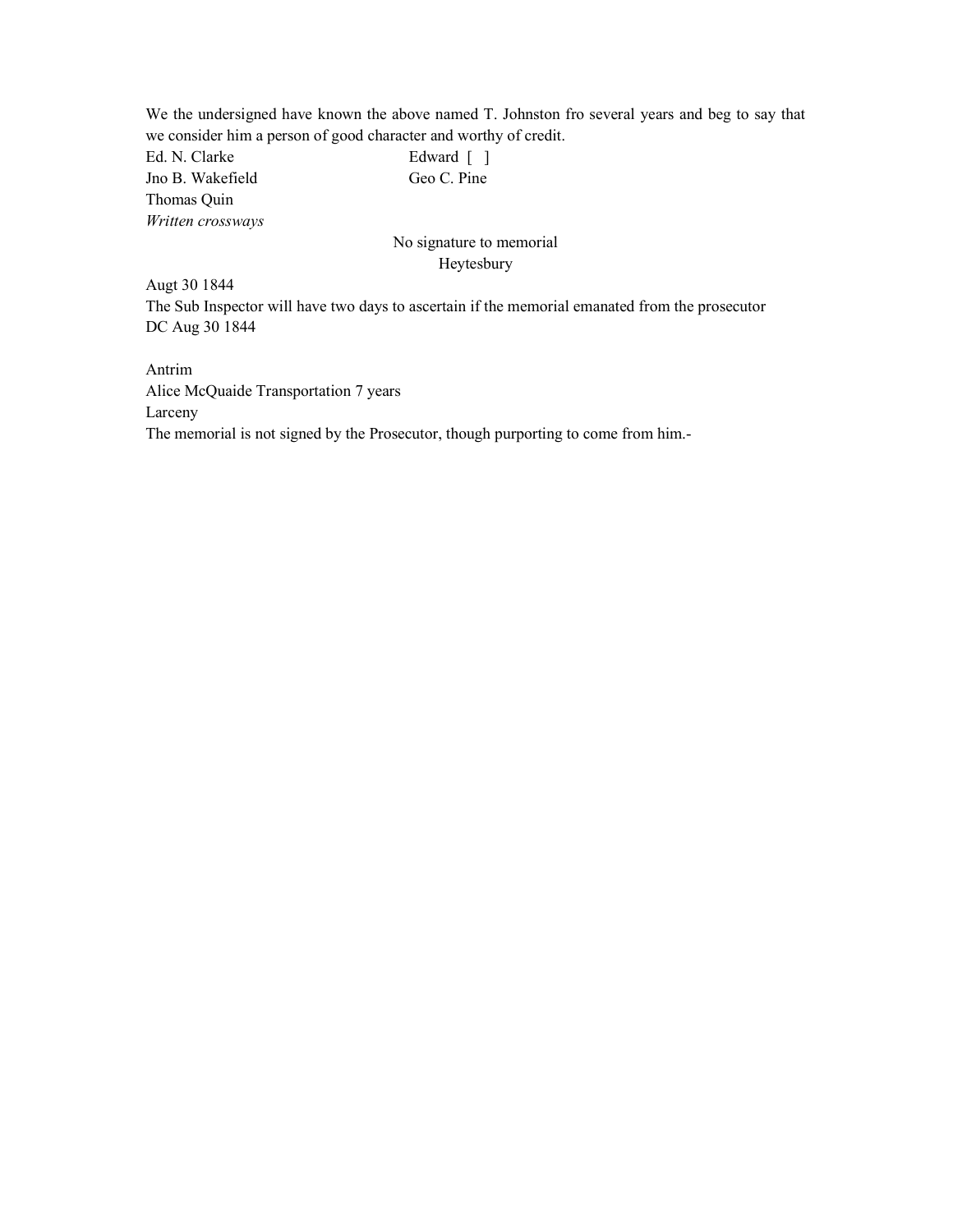We the undersigned have known the above named T. Johnston fro several years and beg to say that we consider him a person of good character and worthy of credit.

| | |
|---|---|
| Ed. N. Clarke | Edward [ ] |
| Jno B. Wakefield | Geo C. Pine |
| Thomas Quin | |

*Written crossways*

No signature to memorial
Heytesbury

Augt 30 1844
The Sub Inspector will have two days to ascertain if the memorial emanated from the prosecutor
DC Aug 30 1844

Antrim
Alice McQuaide Transportation 7 years
Larceny
The memorial is not signed by the Prosecutor, though purporting to come from him.-